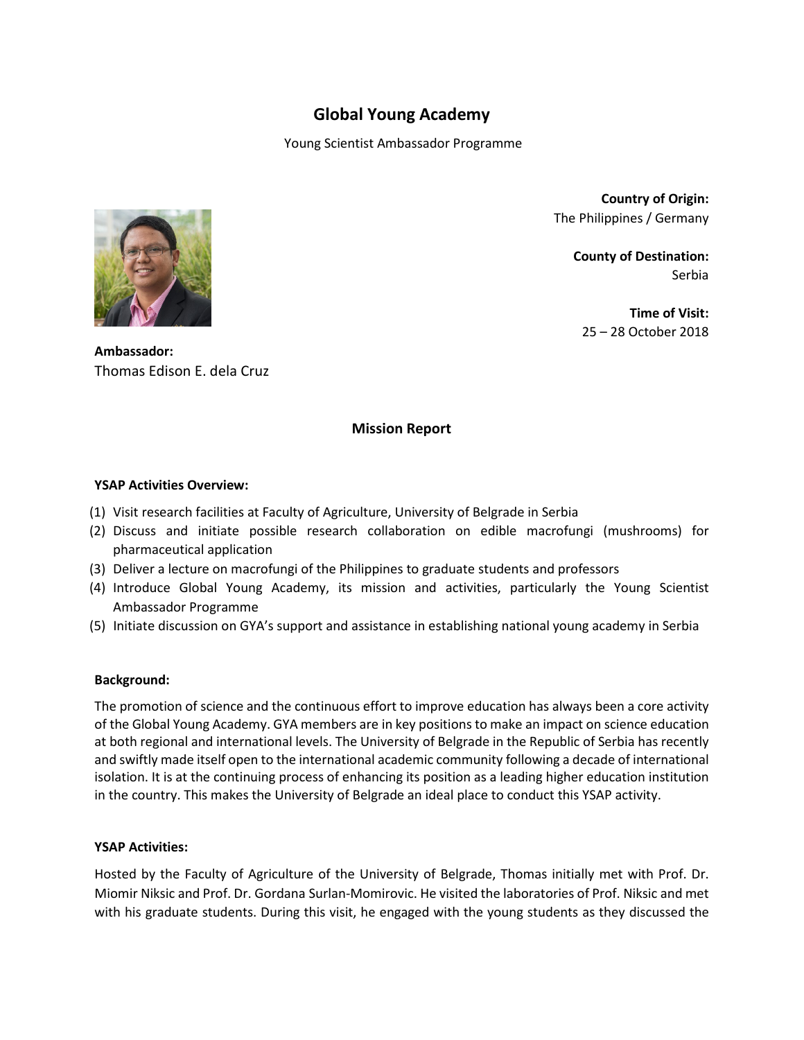# Global Young Academy

Young Scientist Ambassador Programme

**Country of Origin:**
The Philippines / Germany

**County of Destination:**
Serbia

**Time of Visit:**
25 – 28 October 2018

**Ambassador:**
Thomas Edison E. dela Cruz

## Mission Report

**YSAP Activities Overview:**

(1) Visit research facilities at Faculty of Agriculture, University of Belgrade in Serbia
(2) Discuss and initiate possible research collaboration on edible macrofungi (mushrooms) for pharmaceutical application
(3) Deliver a lecture on macrofungi of the Philippines to graduate students and professors
(4) Introduce Global Young Academy, its mission and activities, particularly the Young Scientist Ambassador Programme
(5) Initiate discussion on GYA's support and assistance in establishing national young academy in Serbia

**Background:**

The promotion of science and the continuous effort to improve education has always been a core activity of the Global Young Academy. GYA members are in key positions to make an impact on science education at both regional and international levels. The University of Belgrade in the Republic of Serbia has recently and swiftly made itself open to the international academic community following a decade of international isolation. It is at the continuing process of enhancing its position as a leading higher education institution in the country. This makes the University of Belgrade an ideal place to conduct this YSAP activity.

**YSAP Activities:**

Hosted by the Faculty of Agriculture of the University of Belgrade, Thomas initially met with Prof. Dr. Miomir Niksic and Prof. Dr. Gordana Surlan-Momirovic. He visited the laboratories of Prof. Niksic and met with his graduate students. During this visit, he engaged with the young students as they discussed the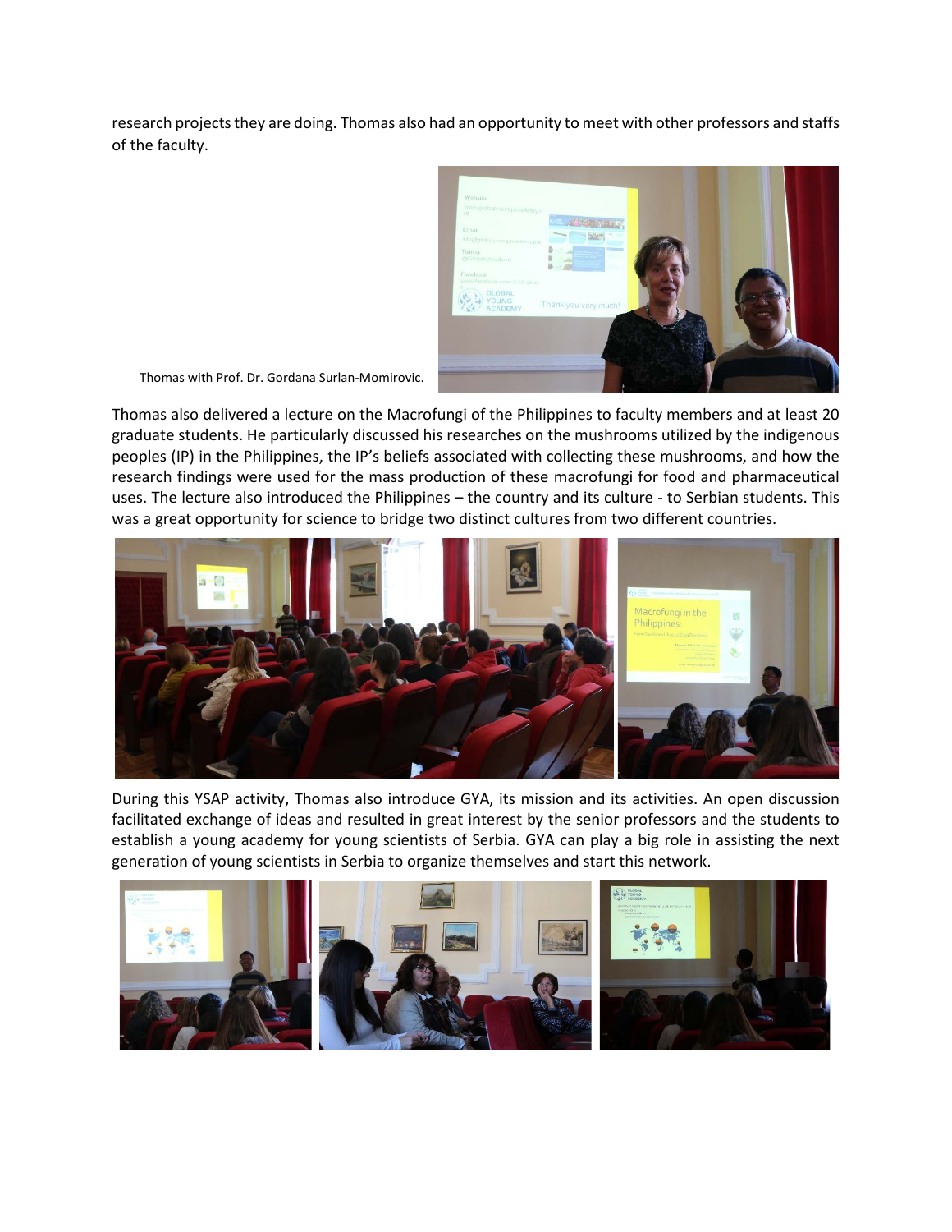research projects they are doing. Thomas also had an opportunity to meet with other professors and staffs of the faculty.

Thomas with Prof. Dr. Gordana Surlan-Momirovic.

Thomas also delivered a lecture on the Macrofungi of the Philippines to faculty members and at least 20 graduate students. He particularly discussed his researches on the mushrooms utilized by the indigenous peoples (IP) in the Philippines, the IP's beliefs associated with collecting these mushrooms, and how the research findings were used for the mass production of these macrofungi for food and pharmaceutical uses. The lecture also introduced the Philippines – the country and its culture - to Serbian students. This was a great opportunity for science to bridge two distinct cultures from two different countries.

During this YSAP activity, Thomas also introduce GYA, its mission and its activities. An open discussion facilitated exchange of ideas and resulted in great interest by the senior professors and the students to establish a young academy for young scientists of Serbia. GYA can play a big role in assisting the next generation of young scientists in Serbia to organize themselves and start this network.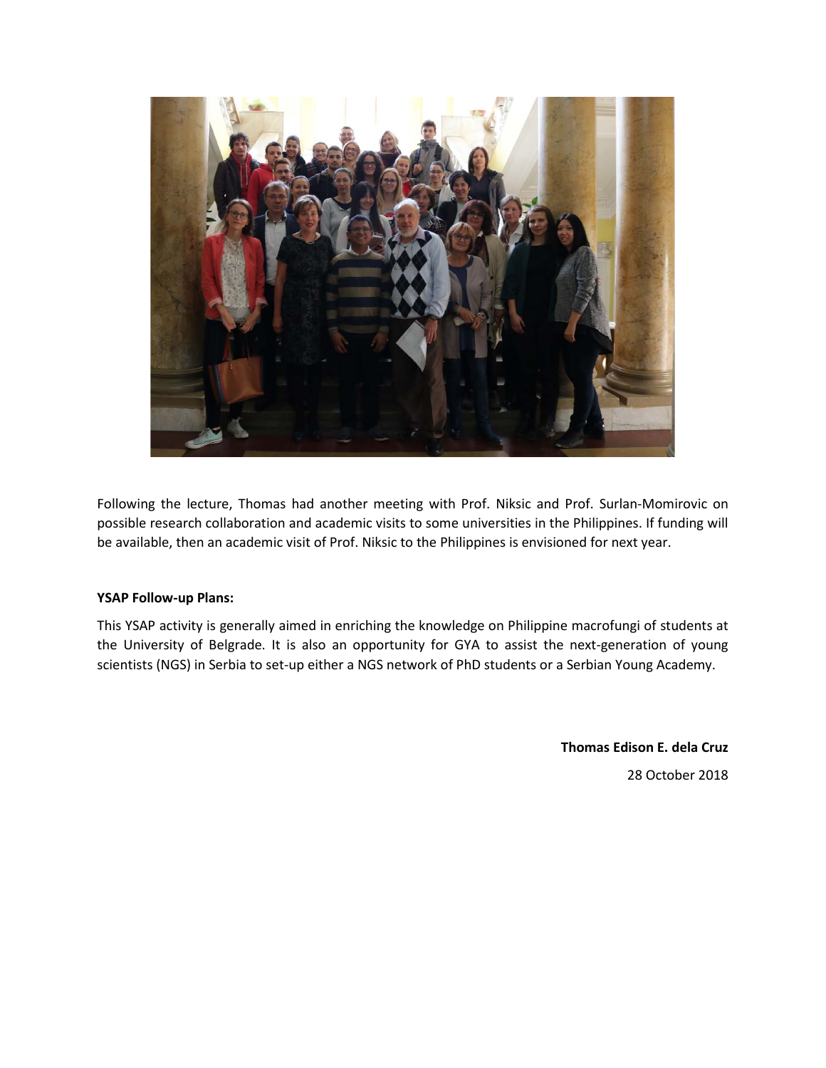Following the lecture, Thomas had another meeting with Prof. Niksic and Prof. Surlan-Momirovic on possible research collaboration and academic visits to some universities in the Philippines. If funding will be available, then an academic visit of Prof. Niksic to the Philippines is envisioned for next year.

**YSAP Follow-up Plans:**

This YSAP activity is generally aimed in enriching the knowledge on Philippine macrofungi of students at the University of Belgrade. It is also an opportunity for GYA to assist the next-generation of young scientists (NGS) in Serbia to set-up either a NGS network of PhD students or a Serbian Young Academy.

**Thomas Edison E. dela Cruz**

28 October 2018